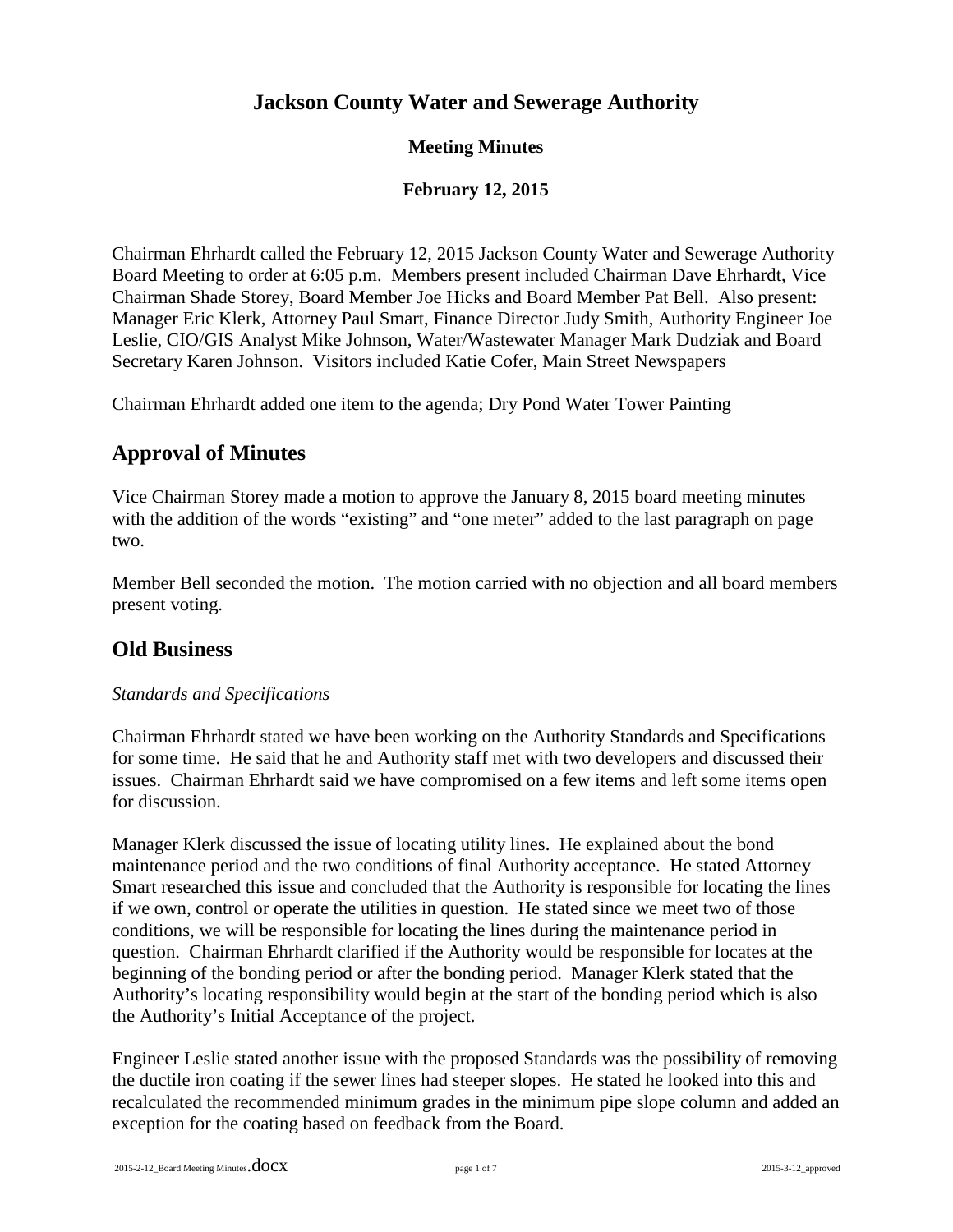# Jackson County Water and Sewerage Authority

### Meeting Minutes

### February 12, 2015

Chairman Ehrhardt called the February 12, 2015 Jackson County Water and Sewerage Authority Board Meeting to order at 6:05 p.m. Members present included Chairman Dave Ehrhardt, Vice Chairman Shade Storey, Board Member Joe Hicks and Board Member Pat Bell. Also present: Manager Eric Klerk, Attorney Paul Smart, Finance Director Judy Smith, Authority Engineer Joe Leslie, CIO/GIS Analyst Mike Johnson, Water/Wastewater Manager Mark Dudziak and Board Secretary Karen Johnson. Visitors included Katie Cofer, Main Street Newspapers

Chairman Ehrhardt added one item to the agenda; Dry Pond Water Tower Painting

## Approval of Minutes

Vice Chairman Storey made a motion to approve the January 8, 2015 board meeting minutes with the addition of the words "existing" and "one meter" added to the last paragraph on page two.

Member Bell seconded the motion. The motion carried with no objection and all board members present voting.

## Old Business

*Standards and Specifications*

Chairman Ehrhardt stated we have been working on the Authority Standards and Specifications for some time. He said that he and Authority staff met with two developers and discussed their issues. Chairman Ehrhardt said we have compromised on a few items and left some items open for discussion.

Manager Klerk discussed the issue of locating utility lines. He explained about the bond maintenance period and the two conditions of final Authority acceptance. He stated Attorney Smart researched this issue and concluded that the Authority is responsible for locating the lines if we own, control or operate the utilities in question. He stated since we meet two of those conditions, we will be responsible for locating the lines during the maintenance period in question. Chairman Ehrhardt clarified if the Authority would be responsible for locates at the beginning of the bonding period or after the bonding period. Manager Klerk stated that the Authority's locating responsibility would begin at the start of the bonding period which is also the Authority's Initial Acceptance of the project.

Engineer Leslie stated another issue with the proposed Standards was the possibility of removing the ductile iron coating if the sewer lines had steeper slopes. He stated he looked into this and recalculated the recommended minimum grades in the minimum pipe slope column and added an exception for the coating based on feedback from the Board.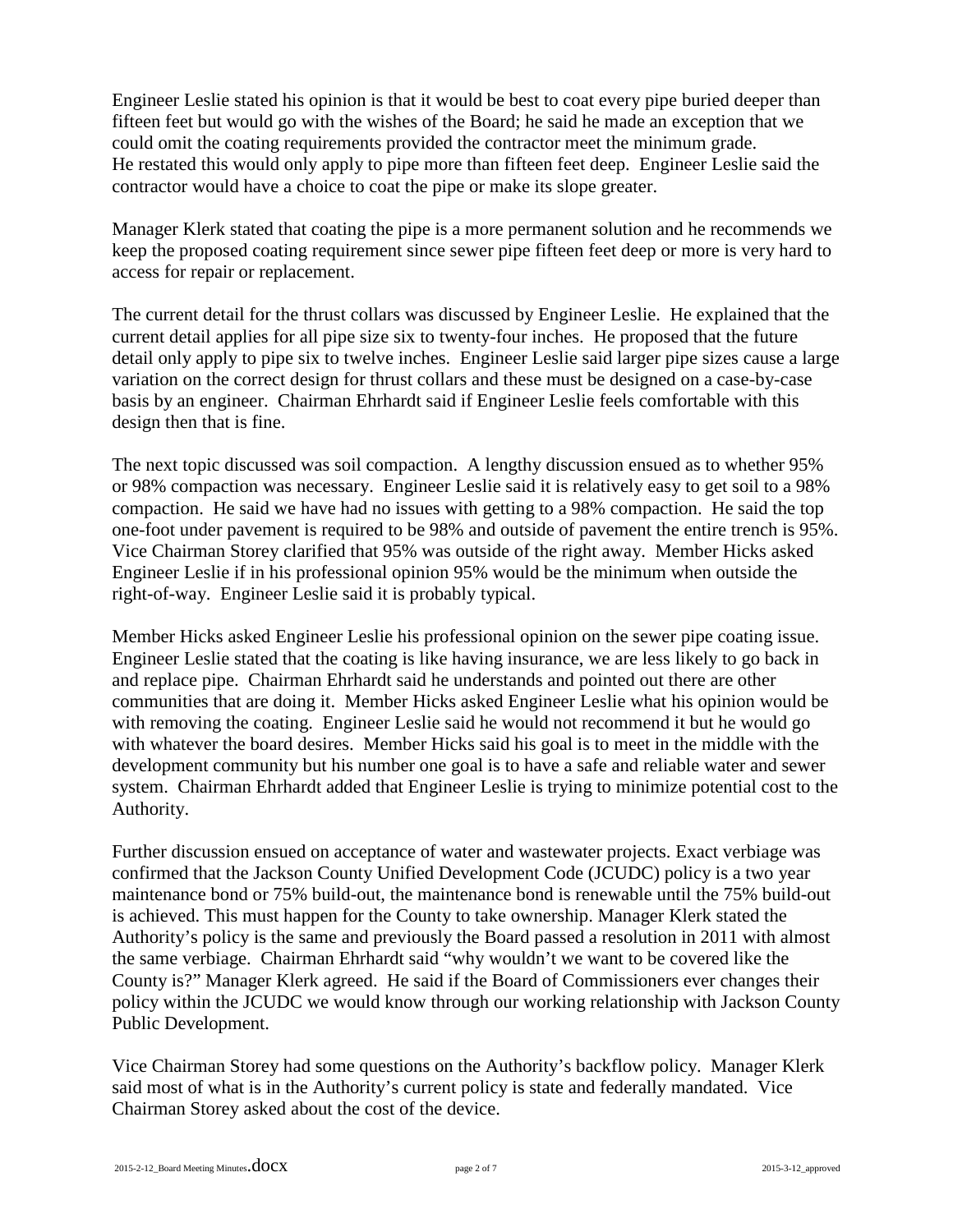Engineer Leslie stated his opinion is that it would be best to coat every pipe buried deeper than fifteen feet but would go with the wishes of the Board; he said he made an exception that we could omit the coating requirements provided the contractor meet the minimum grade. He restated this would only apply to pipe more than fifteen feet deep. Engineer Leslie said the contractor would have a choice to coat the pipe or make its slope greater.

Manager Klerk stated that coating the pipe is a more permanent solution and he recommends we keep the proposed coating requirement since sewer pipe fifteen feet deep or more is very hard to access for repair or replacement.

The current detail for the thrust collars was discussed by Engineer Leslie. He explained that the current detail applies for all pipe size six to twenty-four inches. He proposed that the future detail only apply to pipe six to twelve inches. Engineer Leslie said larger pipe sizes cause a large variation on the correct design for thrust collars and these must be designed on a case-by-case basis by an engineer. Chairman Ehrhardt said if Engineer Leslie feels comfortable with this design then that is fine.

The next topic discussed was soil compaction. A lengthy discussion ensued as to whether 95% or 98% compaction was necessary. Engineer Leslie said it is relatively easy to get soil to a 98% compaction. He said we have had no issues with getting to a 98% compaction. He said the top one-foot under pavement is required to be 98% and outside of pavement the entire trench is 95%. Vice Chairman Storey clarified that 95% was outside of the right away. Member Hicks asked Engineer Leslie if in his professional opinion 95% would be the minimum when outside the right-of-way. Engineer Leslie said it is probably typical.

Member Hicks asked Engineer Leslie his professional opinion on the sewer pipe coating issue. Engineer Leslie stated that the coating is like having insurance, we are less likely to go back in and replace pipe. Chairman Ehrhardt said he understands and pointed out there are other communities that are doing it. Member Hicks asked Engineer Leslie what his opinion would be with removing the coating. Engineer Leslie said he would not recommend it but he would go with whatever the board desires. Member Hicks said his goal is to meet in the middle with the development community but his number one goal is to have a safe and reliable water and sewer system. Chairman Ehrhardt added that Engineer Leslie is trying to minimize potential cost to the Authority.

Further discussion ensued on acceptance of water and wastewater projects. Exact verbiage was confirmed that the Jackson County Unified Development Code (JCUDC) policy is a two year maintenance bond or 75% build-out, the maintenance bond is renewable until the 75% build-out is achieved. This must happen for the County to take ownership. Manager Klerk stated the Authority's policy is the same and previously the Board passed a resolution in 2011 with almost the same verbiage. Chairman Ehrhardt said "why wouldn't we want to be covered like the County is?" Manager Klerk agreed. He said if the Board of Commissioners ever changes their policy within the JCUDC we would know through our working relationship with Jackson County Public Development.

Vice Chairman Storey had some questions on the Authority's backflow policy. Manager Klerk said most of what is in the Authority's current policy is state and federally mandated. Vice Chairman Storey asked about the cost of the device.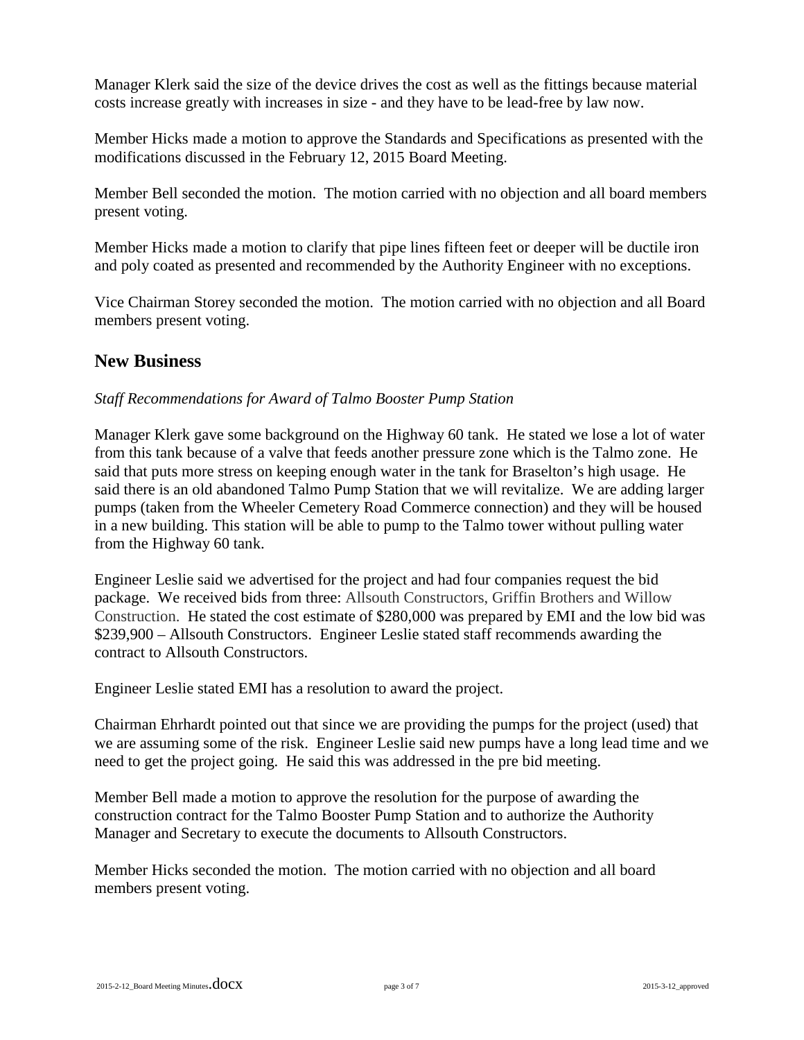Manager Klerk said the size of the device drives the cost as well as the fittings because material costs increase greatly with increases in size - and they have to be lead-free by law now.

Member Hicks made a motion to approve the Standards and Specifications as presented with the modifications discussed in the February 12, 2015 Board Meeting.

Member Bell seconded the motion. The motion carried with no objection and all board members present voting.

Member Hicks made a motion to clarify that pipe lines fifteen feet or deeper will be ductile iron and poly coated as presented and recommended by the Authority Engineer with no exceptions.

Vice Chairman Storey seconded the motion. The motion carried with no objection and all Board members present voting.

## New Business

*Staff Recommendations for Award of Talmo Booster Pump Station*

Manager Klerk gave some background on the Highway 60 tank. He stated we lose a lot of water from this tank because of a valve that feeds another pressure zone which is the Talmo zone. He said that puts more stress on keeping enough water in the tank for Braselton's high usage. He said there is an old abandoned Talmo Pump Station that we will revitalize. We are adding larger pumps (taken from the Wheeler Cemetery Road Commerce connection) and they will be housed in a new building. This station will be able to pump to the Talmo tower without pulling water from the Highway 60 tank.

Engineer Leslie said we advertised for the project and had four companies request the bid package. We received bids from three: Allsouth Constructors, Griffin Brothers and Willow Construction. He stated the cost estimate of $280,000 was prepared by EMI and the low bid was $239,900 – Allsouth Constructors. Engineer Leslie stated staff recommends awarding the contract to Allsouth Constructors.

Engineer Leslie stated EMI has a resolution to award the project.

Chairman Ehrhardt pointed out that since we are providing the pumps for the project (used) that we are assuming some of the risk. Engineer Leslie said new pumps have a long lead time and we need to get the project going. He said this was addressed in the pre bid meeting.

Member Bell made a motion to approve the resolution for the purpose of awarding the construction contract for the Talmo Booster Pump Station and to authorize the Authority Manager and Secretary to execute the documents to Allsouth Constructors.

Member Hicks seconded the motion. The motion carried with no objection and all board members present voting.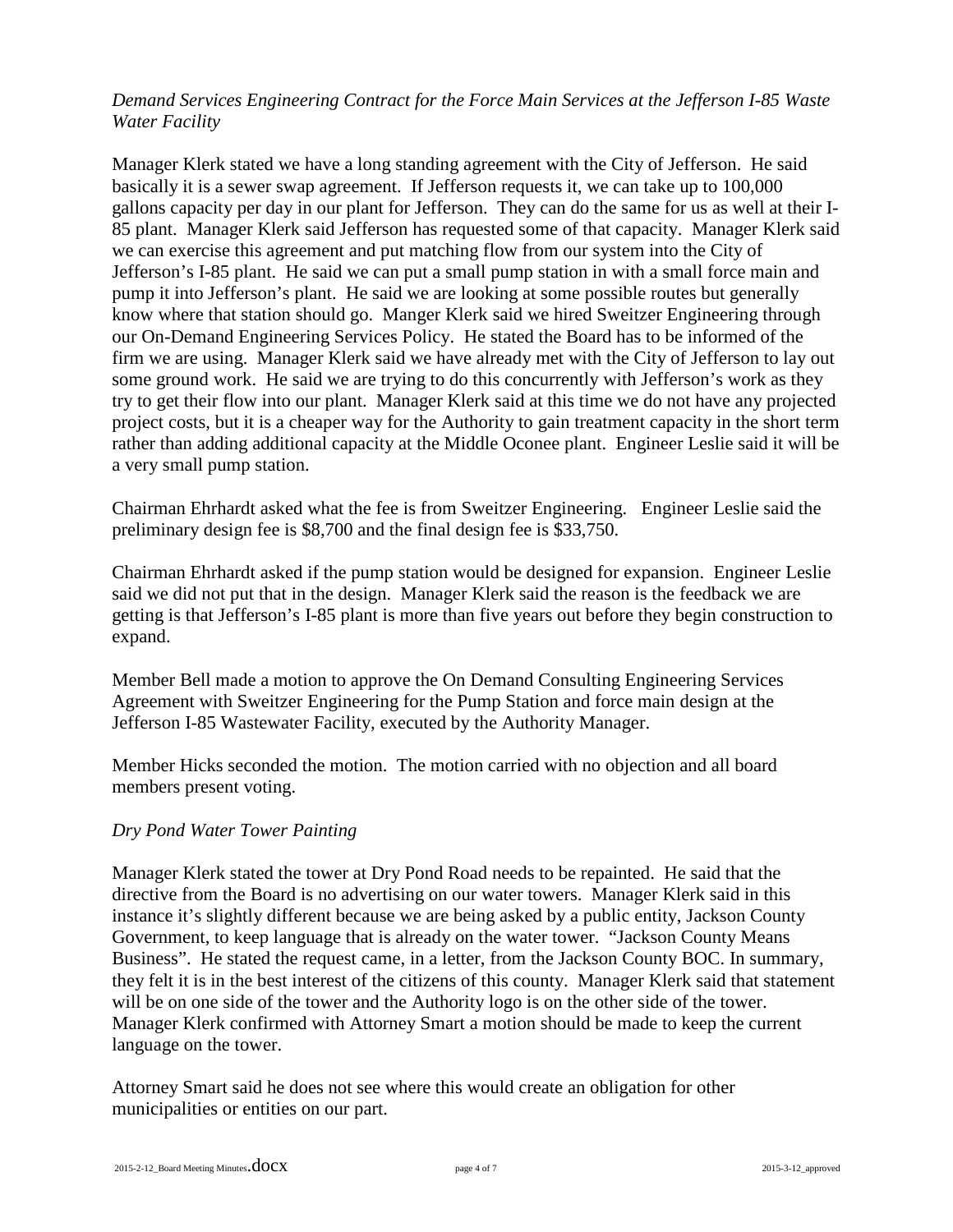*Demand Services Engineering Contract for the Force Main Services at the Jefferson I-85 Waste Water Facility*

Manager Klerk stated we have a long standing agreement with the City of Jefferson. He said basically it is a sewer swap agreement. If Jefferson requests it, we can take up to 100,000 gallons capacity per day in our plant for Jefferson. They can do the same for us as well at their I-85 plant. Manager Klerk said Jefferson has requested some of that capacity. Manager Klerk said we can exercise this agreement and put matching flow from our system into the City of Jefferson's I-85 plant. He said we can put a small pump station in with a small force main and pump it into Jefferson's plant. He said we are looking at some possible routes but generally know where that station should go. Manger Klerk said we hired Sweitzer Engineering through our On-Demand Engineering Services Policy. He stated the Board has to be informed of the firm we are using. Manager Klerk said we have already met with the City of Jefferson to lay out some ground work. He said we are trying to do this concurrently with Jefferson's work as they try to get their flow into our plant. Manager Klerk said at this time we do not have any projected project costs, but it is a cheaper way for the Authority to gain treatment capacity in the short term rather than adding additional capacity at the Middle Oconee plant. Engineer Leslie said it will be a very small pump station.

Chairman Ehrhardt asked what the fee is from Sweitzer Engineering. Engineer Leslie said the preliminary design fee is $8,700 and the final design fee is $33,750.

Chairman Ehrhardt asked if the pump station would be designed for expansion. Engineer Leslie said we did not put that in the design. Manager Klerk said the reason is the feedback we are getting is that Jefferson's I-85 plant is more than five years out before they begin construction to expand.

Member Bell made a motion to approve the On Demand Consulting Engineering Services Agreement with Sweitzer Engineering for the Pump Station and force main design at the Jefferson I-85 Wastewater Facility, executed by the Authority Manager.

Member Hicks seconded the motion. The motion carried with no objection and all board members present voting.

*Dry Pond Water Tower Painting*

Manager Klerk stated the tower at Dry Pond Road needs to be repainted. He said that the directive from the Board is no advertising on our water towers. Manager Klerk said in this instance it's slightly different because we are being asked by a public entity, Jackson County Government, to keep language that is already on the water tower. "Jackson County Means Business". He stated the request came, in a letter, from the Jackson County BOC. In summary, they felt it is in the best interest of the citizens of this county. Manager Klerk said that statement will be on one side of the tower and the Authority logo is on the other side of the tower. Manager Klerk confirmed with Attorney Smart a motion should be made to keep the current language on the tower.

Attorney Smart said he does not see where this would create an obligation for other municipalities or entities on our part.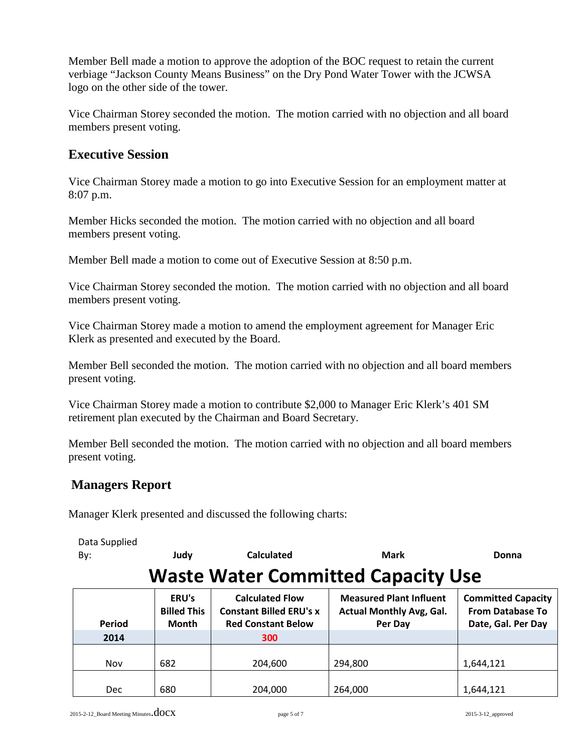Member Bell made a motion to approve the adoption of the BOC request to retain the current verbiage "Jackson County Means Business" on the Dry Pond Water Tower with the JCWSA logo on the other side of the tower.

Vice Chairman Storey seconded the motion. The motion carried with no objection and all board members present voting.

## Executive Session

Vice Chairman Storey made a motion to go into Executive Session for an employment matter at 8:07 p.m.

Member Hicks seconded the motion. The motion carried with no objection and all board members present voting.

Member Bell made a motion to come out of Executive Session at 8:50 p.m.

Vice Chairman Storey seconded the motion. The motion carried with no objection and all board members present voting.

Vice Chairman Storey made a motion to amend the employment agreement for Manager Eric Klerk as presented and executed by the Board.

Member Bell seconded the motion. The motion carried with no objection and all board members present voting.

Vice Chairman Storey made a motion to contribute $2,000 to Manager Eric Klerk's 401 SM retirement plan executed by the Chairman and Board Secretary.

Member Bell seconded the motion. The motion carried with no objection and all board members present voting.

## Managers Report

Manager Klerk presented and discussed the following charts:

| Data Supplied By: | **Judy** | **Calculated** | **Mark** | **Donna** |
|---|---|---|---|---|

### Waste Water Committed Capacity Use

| Period | ERU's Billed This Month | Calculated Flow Constant Billed ERU's x Red Constant Below | Measured Plant Influent Actual Monthly Avg, Gal. Per Day | Committed Capacity From Database To Date, Gal. Per Day |
|---|---|---|---|---|
| **2014** | | **300** | | |
| Nov | 682 | 204,600 | 294,800 | 1,644,121 |
| Dec | 680 | 204,000 | 264,000 | 1,644,121 |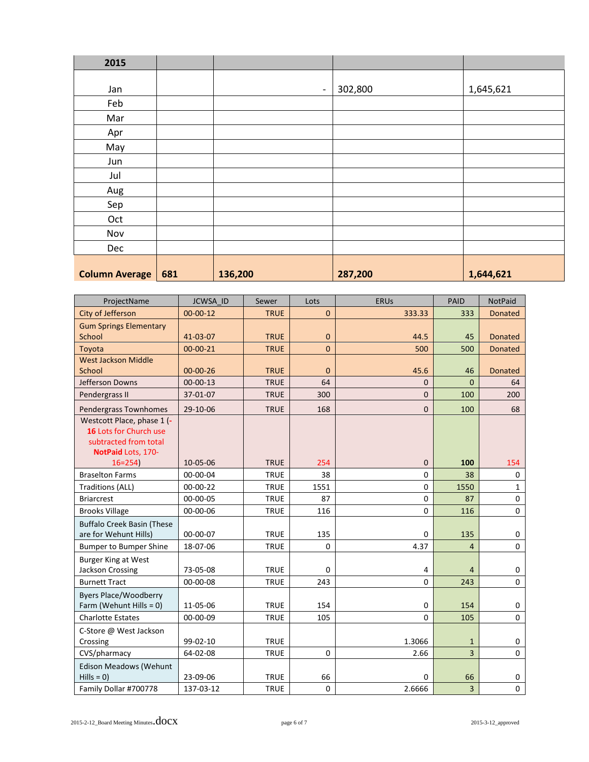| 2015 | | | | |
|---|---|---|---|---|
| Jan | | - | 302,800 | 1,645,621 |
| Feb | | | | |
| Mar | | | | |
| Apr | | | | |
| May | | | | |
| Jun | | | | |
| Jul | | | | |
| Aug | | | | |
| Sep | | | | |
| Oct | | | | |
| Nov | | | | |
| Dec | | | | |
| **Column Average** | **681** | **136,200** | **287,200** | **1,644,621** |

| ProjectName | JCWSA_ID | Sewer | Lots | ERUs | PAID | NotPaid |
|---|---|---|---|---|---|---|
| City of Jefferson | 00-00-12 | TRUE | 0 | 333.33 | 333 | Donated |
| Gum Springs Elementary School | 41-03-07 | TRUE | 0 | 44.5 | 45 | Donated |
| Toyota | 00-00-21 | TRUE | 0 | 500 | 500 | Donated |
| West Jackson Middle School | 00-00-26 | TRUE | 0 | 45.6 | 46 | Donated |
| Jefferson Downs | 00-00-13 | TRUE | 64 | 0 | 0 | 64 |
| Pendergrass II | 37-01-07 | TRUE | 300 | 0 | 100 | 200 |
| Pendergrass Townhomes | 29-10-06 | TRUE | 168 | 0 | 100 | 68 |
| Westcott Place, phase 1 (-**16** Lots for Church use subtracted from total **NotPaid** Lots, 170-16=254) | 10-05-06 | TRUE | 254 | 0 | **100** | 154 |
| Braselton Farms | 00-00-04 | TRUE | 38 | 0 | 38 | 0 |
| Traditions (ALL) | 00-00-22 | TRUE | 1551 | 0 | 1550 | 1 |
| Briarcrest | 00-00-05 | TRUE | 87 | 0 | 87 | 0 |
| Brooks Village | 00-00-06 | TRUE | 116 | 0 | 116 | 0 |
| Buffalo Creek Basin (These are for Wehunt Hills) | 00-00-07 | TRUE | 135 | 0 | 135 | 0 |
| Bumper to Bumper Shine | 18-07-06 | TRUE | 0 | 4.37 | 4 | 0 |
| Burger King at West Jackson Crossing | 73-05-08 | TRUE | 0 | 4 | 4 | 0 |
| Burnett Tract | 00-00-08 | TRUE | 243 | 0 | 243 | 0 |
| Byers Place/Woodberry Farm (Wehunt Hills = 0) | 11-05-06 | TRUE | 154 | 0 | 154 | 0 |
| Charlotte Estates | 00-00-09 | TRUE | 105 | 0 | 105 | 0 |
| C-Store @ West Jackson Crossing | 99-02-10 | TRUE | | 1.3066 | 1 | 0 |
| CVS/pharmacy | 64-02-08 | TRUE | 0 | 2.66 | 3 | 0 |
| Edison Meadows (Wehunt Hills = 0) | 23-09-06 | TRUE | 66 | 0 | 66 | 0 |
| Family Dollar #700778 | 137-03-12 | TRUE | 0 | 2.6666 | 3 | 0 |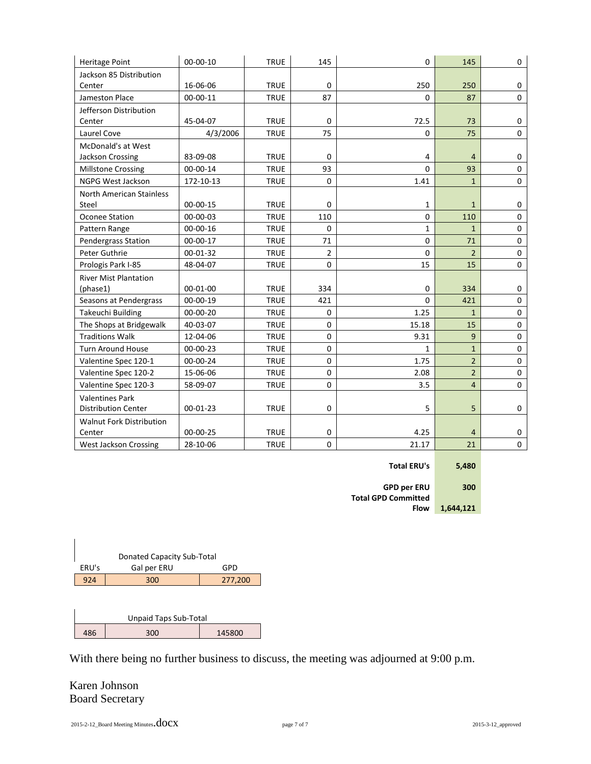| | | | | | | |
|---|---|---|---|---|---|---|
| Heritage Point | 00-00-10 | TRUE | 145 | 0 | 145 | 0 |
| Jackson 85 Distribution Center | 16-06-06 | TRUE | 0 | 250 | 250 | 0 |
| Jameston Place | 00-00-11 | TRUE | 87 | 0 | 87 | 0 |
| Jefferson Distribution Center | 45-04-07 | TRUE | 0 | 72.5 | 73 | 0 |
| Laurel Cove | 4/3/2006 | TRUE | 75 | 0 | 75 | 0 |
| McDonald's at West Jackson Crossing | 83-09-08 | TRUE | 0 | 4 | 4 | 0 |
| Millstone Crossing | 00-00-14 | TRUE | 93 | 0 | 93 | 0 |
| NGPG West Jackson | 172-10-13 | TRUE | 0 | 1.41 | 1 | 0 |
| North American Stainless Steel | 00-00-15 | TRUE | 0 | 1 | 1 | 0 |
| Oconee Station | 00-00-03 | TRUE | 110 | 0 | 110 | 0 |
| Pattern Range | 00-00-16 | TRUE | 0 | 1 | 1 | 0 |
| Pendergrass Station | 00-00-17 | TRUE | 71 | 0 | 71 | 0 |
| Peter Guthrie | 00-01-32 | TRUE | 2 | 0 | 2 | 0 |
| Prologis Park I-85 | 48-04-07 | TRUE | 0 | 15 | 15 | 0 |
| River Mist Plantation (phase1) | 00-01-00 | TRUE | 334 | 0 | 334 | 0 |
| Seasons at Pendergrass | 00-00-19 | TRUE | 421 | 0 | 421 | 0 |
| Takeuchi Building | 00-00-20 | TRUE | 0 | 1.25 | 1 | 0 |
| The Shops at Bridgewalk | 40-03-07 | TRUE | 0 | 15.18 | 15 | 0 |
| Traditions Walk | 12-04-06 | TRUE | 0 | 9.31 | 9 | 0 |
| Turn Around House | 00-00-23 | TRUE | 0 | 1 | 1 | 0 |
| Valentine Spec 120-1 | 00-00-24 | TRUE | 0 | 1.75 | 2 | 0 |
| Valentine Spec 120-2 | 15-06-06 | TRUE | 0 | 2.08 | 2 | 0 |
| Valentine Spec 120-3 | 58-09-07 | TRUE | 0 | 3.5 | 4 | 0 |
| Valentines Park Distribution Center | 00-01-23 | TRUE | 0 | 5 | 5 | 0 |
| Walnut Fork Distribution Center | 00-00-25 | TRUE | 0 | 4.25 | 4 | 0 |
| West Jackson Crossing | 28-10-06 | TRUE | 0 | 21.17 | 21 | 0 |

| | |
|---|---|
| **Total ERU's** | **5,480** |
| **GPD per ERU** | **300** |
| **Total GPD Committed Flow** | **1,644,121** |

Donated Capacity Sub-Total

| ERU's | Gal per ERU | GPD |
|---|---|---|
| 924 | 300 | 277,200 |

Unpaid Taps Sub-Total

| | | |
|---|---|---|
| 486 | 300 | 145800 |

With there being no further business to discuss, the meeting was adjourned at 9:00 p.m.

Karen Johnson
Board Secretary